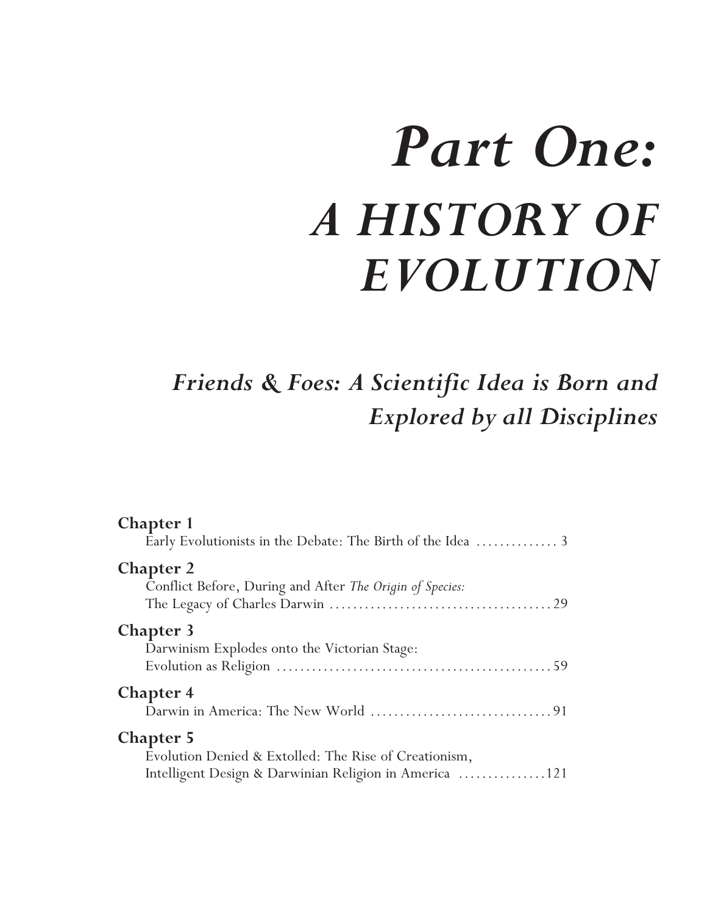# *Part One:*
# *A HISTORY OF EVOLUTION*

## *Friends & Foes: A Scientific Idea is Born and Explored by all Disciplines*

**Chapter 1**
Early Evolutionists in the Debate: The Birth of the Idea .............. 3

**Chapter 2**
Conflict Before, During and After *The Origin of Species:*
The Legacy of Charles Darwin ....................................... 29

**Chapter 3**
Darwinism Explodes onto the Victorian Stage:
Evolution as Religion ................................................ 59

**Chapter 4**
Darwin in America: The New World ................................ 91

**Chapter 5**
Evolution Denied & Extolled: The Rise of Creationism,
Intelligent Design & Darwinian Religion in America ...............121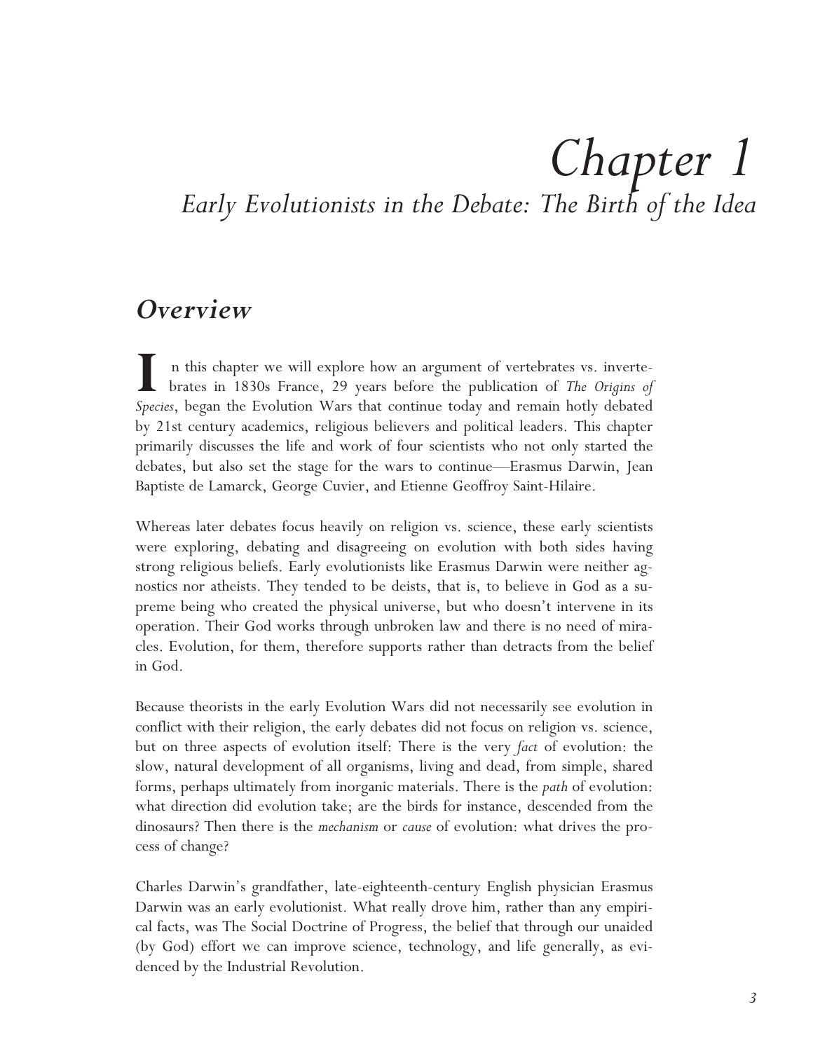# Chapter 1

## *Early Evolutionists in the Debate: The Birth of the Idea*

### *Overview*

In this chapter we will explore how an argument of vertebrates vs. invertebrates in 1830s France, 29 years before the publication of *The Origins of Species*, began the Evolution Wars that continue today and remain hotly debated by 21st century academics, religious believers and political leaders. This chapter primarily discusses the life and work of four scientists who not only started the debates, but also set the stage for the wars to continue—Erasmus Darwin, Jean Baptiste de Lamarck, George Cuvier, and Etienne Geoffroy Saint-Hilaire.

Whereas later debates focus heavily on religion vs. science, these early scientists were exploring, debating and disagreeing on evolution with both sides having strong religious beliefs. Early evolutionists like Erasmus Darwin were neither agnostics nor atheists. They tended to be deists, that is, to believe in God as a supreme being who created the physical universe, but who doesn't intervene in its operation. Their God works through unbroken law and there is no need of miracles. Evolution, for them, therefore supports rather than detracts from the belief in God.

Because theorists in the early Evolution Wars did not necessarily see evolution in conflict with their religion, the early debates did not focus on religion vs. science, but on three aspects of evolution itself: There is the very *fact* of evolution: the slow, natural development of all organisms, living and dead, from simple, shared forms, perhaps ultimately from inorganic materials. There is the *path* of evolution: what direction did evolution take; are the birds for instance, descended from the dinosaurs? Then there is the *mechanism* or *cause* of evolution: what drives the process of change?

Charles Darwin's grandfather, late-eighteenth-century English physician Erasmus Darwin was an early evolutionist. What really drove him, rather than any empirical facts, was The Social Doctrine of Progress, the belief that through our unaided (by God) effort we can improve science, technology, and life generally, as evidenced by the Industrial Revolution.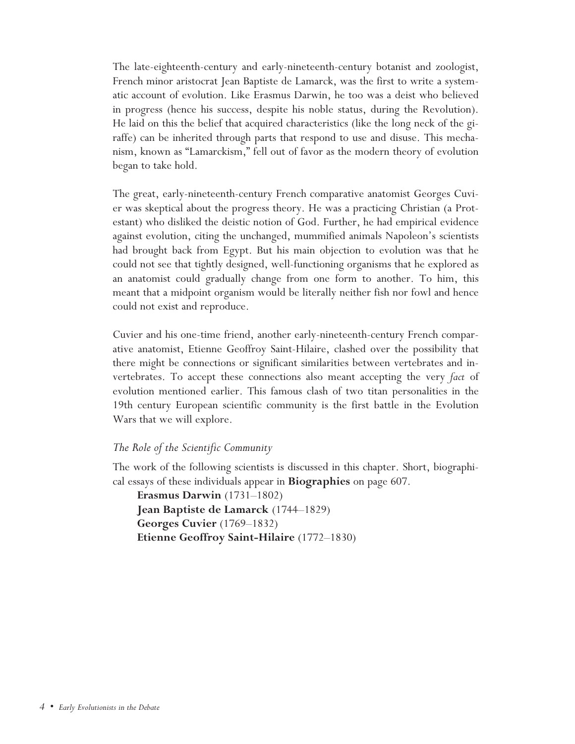The late-eighteenth-century and early-nineteenth-century botanist and zoologist, French minor aristocrat Jean Baptiste de Lamarck, was the first to write a systematic account of evolution. Like Erasmus Darwin, he too was a deist who believed in progress (hence his success, despite his noble status, during the Revolution). He laid on this the belief that acquired characteristics (like the long neck of the giraffe) can be inherited through parts that respond to use and disuse. This mechanism, known as "Lamarckism," fell out of favor as the modern theory of evolution began to take hold.

The great, early-nineteenth-century French comparative anatomist Georges Cuvier was skeptical about the progress theory. He was a practicing Christian (a Protestant) who disliked the deistic notion of God. Further, he had empirical evidence against evolution, citing the unchanged, mummified animals Napoleon's scientists had brought back from Egypt. But his main objection to evolution was that he could not see that tightly designed, well-functioning organisms that he explored as an anatomist could gradually change from one form to another. To him, this meant that a midpoint organism would be literally neither fish nor fowl and hence could not exist and reproduce.

Cuvier and his one-time friend, another early-nineteenth-century French comparative anatomist, Etienne Geoffroy Saint-Hilaire, clashed over the possibility that there might be connections or significant similarities between vertebrates and invertebrates. To accept these connections also meant accepting the very *fact* of evolution mentioned earlier. This famous clash of two titan personalities in the 19th century European scientific community is the first battle in the Evolution Wars that we will explore.

### *The Role of the Scientific Community*

The work of the following scientists is discussed in this chapter. Short, biographical essays of these individuals appear in **Biographies** on page 607.

**Erasmus Darwin** (1731–1802)
**Jean Baptiste de Lamarck** (1744–1829)
**Georges Cuvier** (1769–1832)
**Etienne Geoffroy Saint-Hilaire** (1772–1830)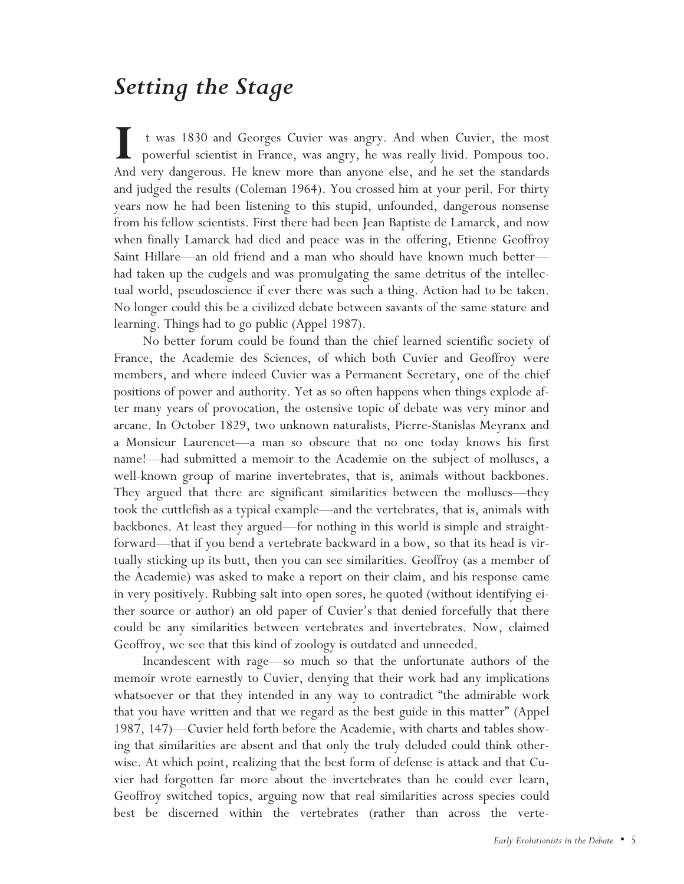# *Setting the Stage*

It was 1830 and Georges Cuvier was angry. And when Cuvier, the most powerful scientist in France, was angry, he was really livid. Pompous too. And very dangerous. He knew more than anyone else, and he set the standards and judged the results (Coleman 1964). You crossed him at your peril. For thirty years now he had been listening to this stupid, unfounded, dangerous nonsense from his fellow scientists. First there had been Jean Baptiste de Lamarck, and now when finally Lamarck had died and peace was in the offering, Etienne Geoffroy Saint Hillare—an old friend and a man who should have known much better—had taken up the cudgels and was promulgating the same detritus of the intellectual world, pseudoscience if ever there was such a thing. Action had to be taken. No longer could this be a civilized debate between savants of the same stature and learning. Things had to go public (Appel 1987).

No better forum could be found than the chief learned scientific society of France, the Academie des Sciences, of which both Cuvier and Geoffroy were members, and where indeed Cuvier was a Permanent Secretary, one of the chief positions of power and authority. Yet as so often happens when things explode after many years of provocation, the ostensive topic of debate was very minor and arcane. In October 1829, two unknown naturalists, Pierre-Stanislas Meyranx and a Monsieur Laurencet—a man so obscure that no one today knows his first name!—had submitted a memoir to the Academie on the subject of molluscs, a well-known group of marine invertebrates, that is, animals without backbones. They argued that there are significant similarities between the molluscs—they took the cuttlefish as a typical example—and the vertebrates, that is, animals with backbones. At least they argued—for nothing in this world is simple and straightforward—that if you bend a vertebrate backward in a bow, so that its head is virtually sticking up its butt, then you can see similarities. Geoffroy (as a member of the Academie) was asked to make a report on their claim, and his response came in very positively. Rubbing salt into open sores, he quoted (without identifying either source or author) an old paper of Cuvier's that denied forcefully that there could be any similarities between vertebrates and invertebrates. Now, claimed Geoffroy, we see that this kind of zoology is outdated and unneeded.

Incandescent with rage—so much so that the unfortunate authors of the memoir wrote earnestly to Cuvier, denying that their work had any implications whatsoever or that they intended in any way to contradict "the admirable work that you have written and that we regard as the best guide in this matter" (Appel 1987, 147)—Cuvier held forth before the Academie, with charts and tables showing that similarities are absent and that only the truly deluded could think otherwise. At which point, realizing that the best form of defense is attack and that Cuvier had forgotten far more about the invertebrates than he could ever learn, Geoffroy switched topics, arguing now that real similarities across species could best be discerned within the vertebrates (rather than across the verte-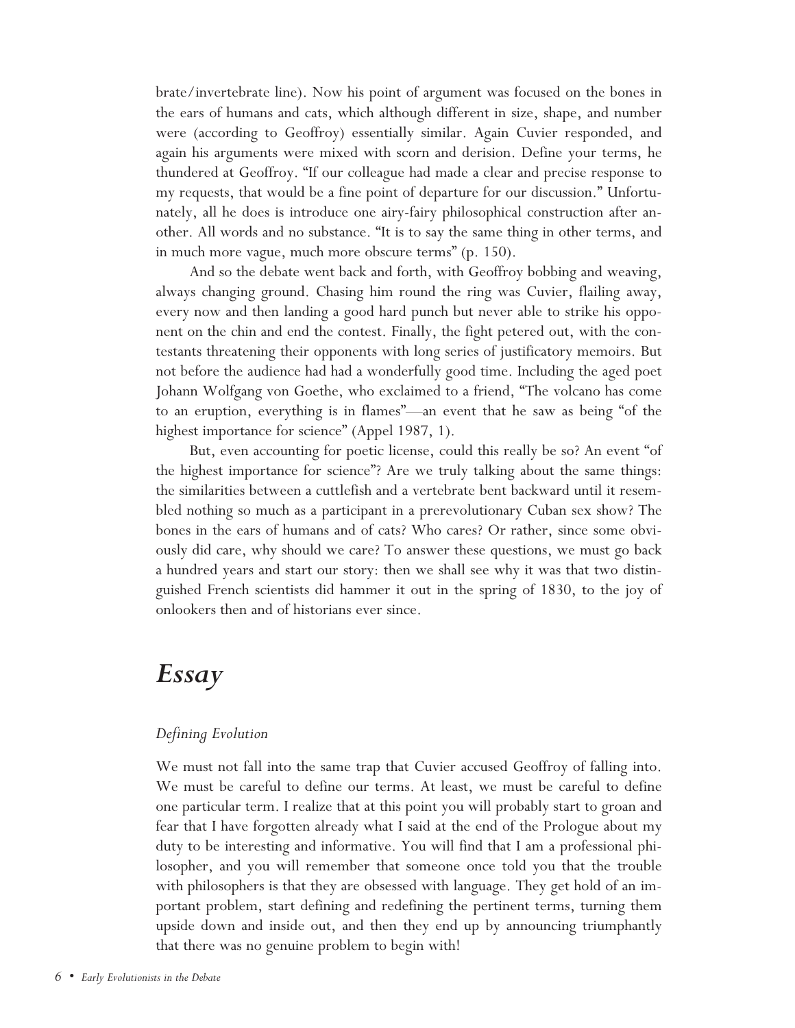brate/invertebrate line). Now his point of argument was focused on the bones in the ears of humans and cats, which although different in size, shape, and number were (according to Geoffroy) essentially similar. Again Cuvier responded, and again his arguments were mixed with scorn and derision. Define your terms, he thundered at Geoffroy. "If our colleague had made a clear and precise response to my requests, that would be a fine point of departure for our discussion." Unfortunately, all he does is introduce one airy-fairy philosophical construction after another. All words and no substance. "It is to say the same thing in other terms, and in much more vague, much more obscure terms" (p. 150).

And so the debate went back and forth, with Geoffroy bobbing and weaving, always changing ground. Chasing him round the ring was Cuvier, flailing away, every now and then landing a good hard punch but never able to strike his opponent on the chin and end the contest. Finally, the fight petered out, with the contestants threatening their opponents with long series of justificatory memoirs. But not before the audience had had a wonderfully good time. Including the aged poet Johann Wolfgang von Goethe, who exclaimed to a friend, "The volcano has come to an eruption, everything is in flames"—an event that he saw as being "of the highest importance for science" (Appel 1987, 1).

But, even accounting for poetic license, could this really be so? An event "of the highest importance for science"? Are we truly talking about the same things: the similarities between a cuttlefish and a vertebrate bent backward until it resembled nothing so much as a participant in a prerevolutionary Cuban sex show? The bones in the ears of humans and of cats? Who cares? Or rather, since some obviously did care, why should we care? To answer these questions, we must go back a hundred years and start our story: then we shall see why it was that two distinguished French scientists did hammer it out in the spring of 1830, to the joy of onlookers then and of historians ever since.

# *Essay*

### *Defining Evolution*

We must not fall into the same trap that Cuvier accused Geoffroy of falling into. We must be careful to define our terms. At least, we must be careful to define one particular term. I realize that at this point you will probably start to groan and fear that I have forgotten already what I said at the end of the Prologue about my duty to be interesting and informative. You will find that I am a professional philosopher, and you will remember that someone once told you that the trouble with philosophers is that they are obsessed with language. They get hold of an important problem, start defining and redefining the pertinent terms, turning them upside down and inside out, and then they end up by announcing triumphantly that there was no genuine problem to begin with!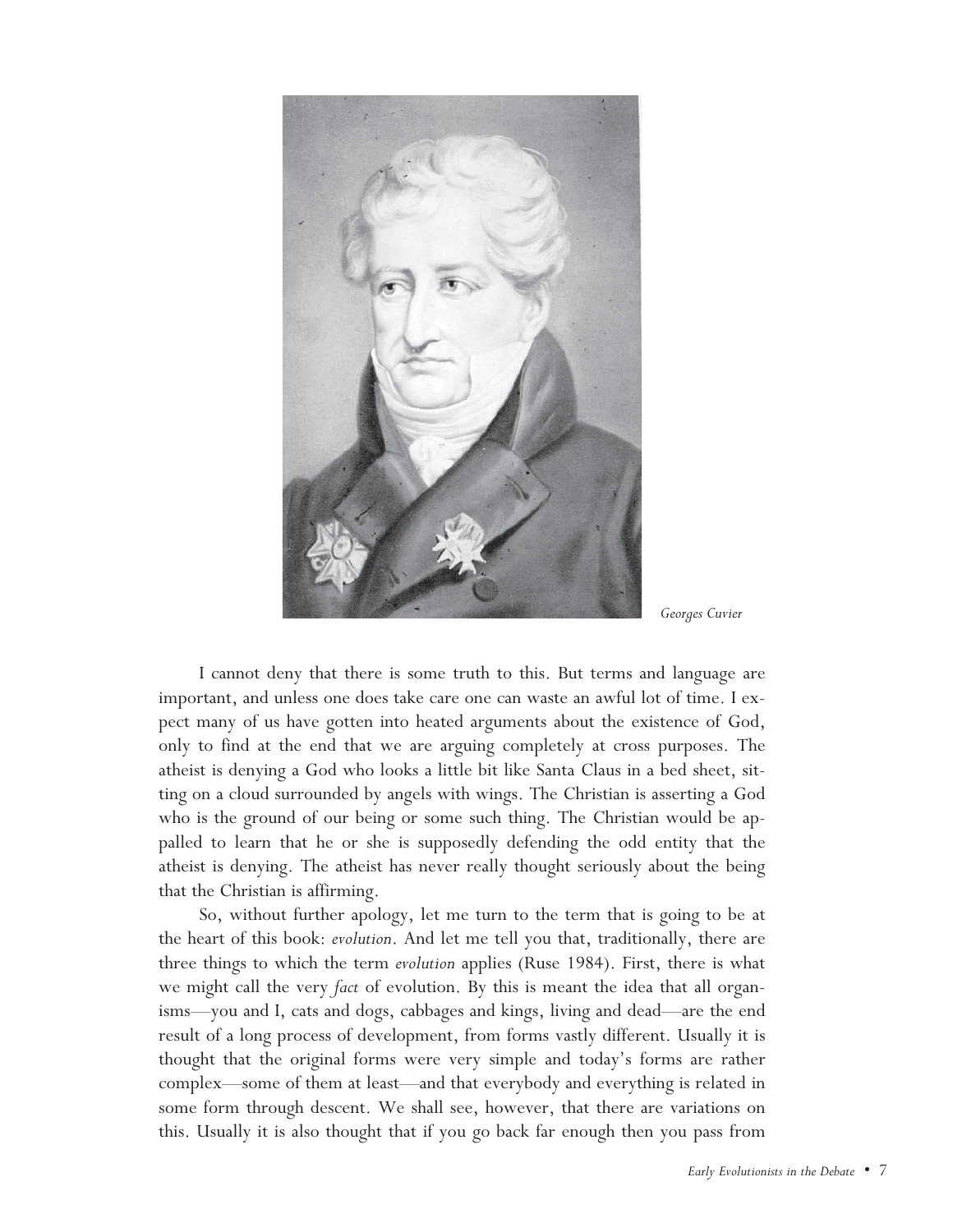Georges Cuvier

I cannot deny that there is some truth to this. But terms and language are important, and unless one does take care one can waste an awful lot of time. I expect many of us have gotten into heated arguments about the existence of God, only to find at the end that we are arguing completely at cross purposes. The atheist is denying a God who looks a little bit like Santa Claus in a bed sheet, sitting on a cloud surrounded by angels with wings. The Christian is asserting a God who is the ground of our being or some such thing. The Christian would be appalled to learn that he or she is supposedly defending the odd entity that the atheist is denying. The atheist has never really thought seriously about the being that the Christian is affirming.

So, without further apology, let me turn to the term that is going to be at the heart of this book: *evolution*. And let me tell you that, traditionally, there are three things to which the term *evolution* applies (Ruse 1984). First, there is what we might call the very *fact* of evolution. By this is meant the idea that all organisms—you and I, cats and dogs, cabbages and kings, living and dead—are the end result of a long process of development, from forms vastly different. Usually it is thought that the original forms were very simple and today's forms are rather complex—some of them at least—and that everybody and everything is related in some form through descent. We shall see, however, that there are variations on this. Usually it is also thought that if you go back far enough then you pass from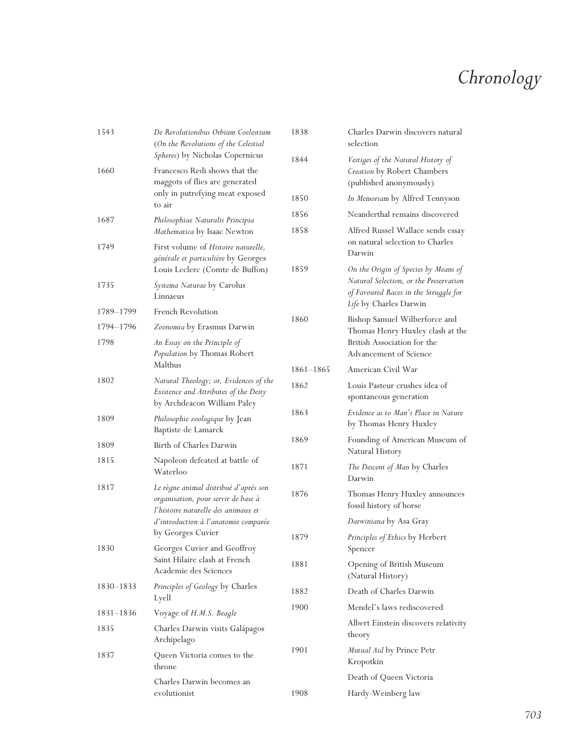# Chronology

| | |
|---|---|
| 1543 | *De Revolutionibus Orbium Coelestium* (*On the Revolutions of the Celestial Spheres*) by Nicholas Copernicus |
| 1660 | Francesco Redi shows that the maggots of flies are generated only in putrefying meat exposed to air |
| 1687 | *Philosophiae Naturalis Principia Mathematica* by Isaac Newton |
| 1749 | First volume of *Histoire naturelle, générale et particulière* by Georges Louis Leclerc (Comte de Buffon) |
| 1735 | *Systema Naturae* by Carolus Linnaeus |
| 1789–1799 | French Revolution |
| 1794–1796 | *Zoonomia* by Erasmus Darwin |
| 1798 | *An Essay on the Principle of Population* by Thomas Robert Malthus |
| 1802 | *Natural Theology; or, Evidences of the Existence and Attributes of the Deity* by Archdeacon William Paley |
| 1809 | *Philosophie zoologique* by Jean Baptiste de Lamarck |
| 1809 | Birth of Charles Darwin |
| 1815 | Napoleon defeated at battle of Waterloo |
| 1817 | *Le règne animal distribué d'aprés son organisation, pour servir de base à l'histoire naturelle des animaux et d'introduction à l'anatomie comparée* by Georges Cuvier |
| 1830 | Georges Cuvier and Geoffroy Saint Hilaire clash at French Academie des Sciences |
| 1830–1833 | *Principles of Geology* by Charles Lyell |
| 1831–1836 | Voyage of *H.M.S. Beagle* |
| 1835 | Charles Darwin visits Galápagos Archipelago |
| 1837 | Queen Victoria comes to the throne |
| | Charles Darwin becomes an evolutionist |
| 1838 | Charles Darwin discovers natural selection |
| 1844 | *Vestiges of the Natural History of Creation* by Robert Chambers (published anonymously) |
| 1850 | *In Memoriam* by Alfred Tennyson |
| 1856 | Neanderthal remains discovered |
| 1858 | Alfred Russel Wallace sends essay on natural selection to Charles Darwin |
| 1859 | *On the Origin of Species by Means of Natural Selection, or the Preservation of Favoured Races in the Struggle for Life* by Charles Darwin |
| 1860 | Bishop Samuel Wilberforce and Thomas Henry Huxley clash at the British Association for the Advancement of Science |
| 1861–1865 | American Civil War |
| 1862 | Louis Pasteur crushes idea of spontaneous generation |
| 1863 | *Evidence as to Man's Place in Nature* by Thomas Henry Huxley |
| 1869 | Founding of American Museum of Natural History |
| 1871 | *The Descent of Man* by Charles Darwin |
| 1876 | Thomas Henry Huxley announces fossil history of horse |
| | *Darwiniana* by Asa Gray |
| 1879 | *Principles of Ethics* by Herbert Spencer |
| 1881 | Opening of British Museum (Natural History) |
| 1882 | Death of Charles Darwin |
| 1900 | Mendel's laws rediscovered |
| | Albert Einstein discovers relativity theory |
| 1901 | *Mutual Aid* by Prince Petr Kropotkin |
| | Death of Queen Victoria |
| 1908 | Hardy-Weinberg law |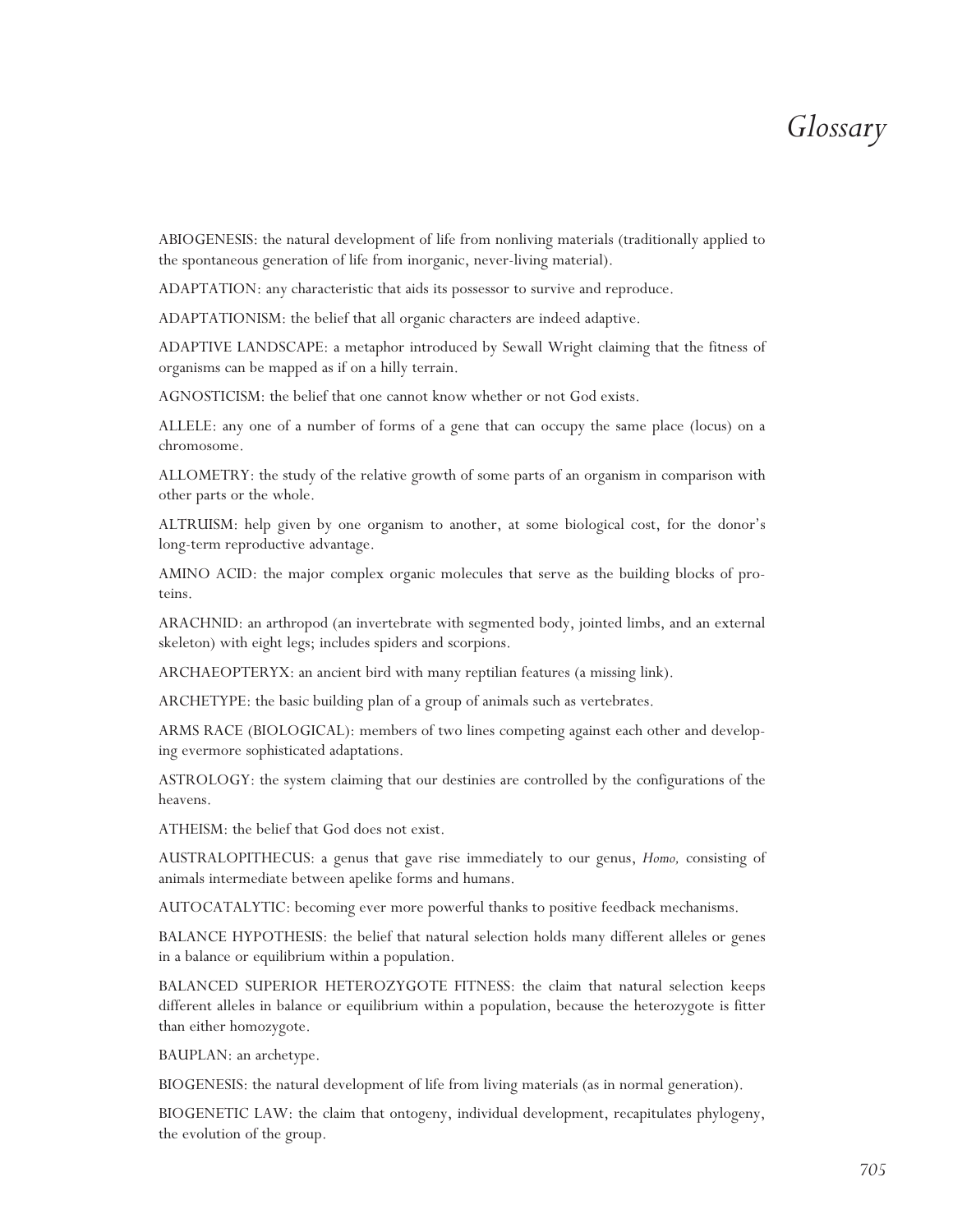# *Glossary*

ABIOGENESIS: the natural development of life from nonliving materials (traditionally applied to the spontaneous generation of life from inorganic, never-living material).

ADAPTATION: any characteristic that aids its possessor to survive and reproduce.

ADAPTATIONISM: the belief that all organic characters are indeed adaptive.

ADAPTIVE LANDSCAPE: a metaphor introduced by Sewall Wright claiming that the fitness of organisms can be mapped as if on a hilly terrain.

AGNOSTICISM: the belief that one cannot know whether or not God exists.

ALLELE: any one of a number of forms of a gene that can occupy the same place (locus) on a chromosome.

ALLOMETRY: the study of the relative growth of some parts of an organism in comparison with other parts or the whole.

ALTRUISM: help given by one organism to another, at some biological cost, for the donor's long-term reproductive advantage.

AMINO ACID: the major complex organic molecules that serve as the building blocks of proteins.

ARACHNID: an arthropod (an invertebrate with segmented body, jointed limbs, and an external skeleton) with eight legs; includes spiders and scorpions.

ARCHAEOPTERYX: an ancient bird with many reptilian features (a missing link).

ARCHETYPE: the basic building plan of a group of animals such as vertebrates.

ARMS RACE (BIOLOGICAL): members of two lines competing against each other and developing evermore sophisticated adaptations.

ASTROLOGY: the system claiming that our destinies are controlled by the configurations of the heavens.

ATHEISM: the belief that God does not exist.

AUSTRALOPITHECUS: a genus that gave rise immediately to our genus, *Homo,* consisting of animals intermediate between apelike forms and humans.

AUTOCATALYTIC: becoming ever more powerful thanks to positive feedback mechanisms.

BALANCE HYPOTHESIS: the belief that natural selection holds many different alleles or genes in a balance or equilibrium within a population.

BALANCED SUPERIOR HETEROZYGOTE FITNESS: the claim that natural selection keeps different alleles in balance or equilibrium within a population, because the heterozygote is fitter than either homozygote.

BAUPLAN: an archetype.

BIOGENESIS: the natural development of life from living materials (as in normal generation).

BIOGENETIC LAW: the claim that ontogeny, individual development, recapitulates phylogeny, the evolution of the group.